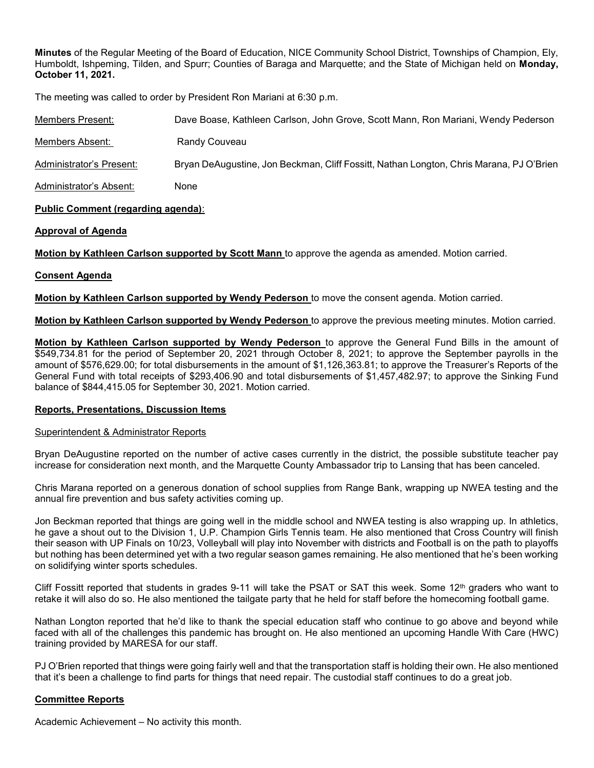**Minutes** of the Regular Meeting of the Board of Education, NICE Community School District, Townships of Champion, Ely, Humboldt, Ishpeming, Tilden, and Spurr; Counties of Baraga and Marquette; and the State of Michigan held on **Monday, October 11, 2021.**

The meeting was called to order by President Ron Mariani at 6:30 p.m.

Members Present: Dave Boase, Kathleen Carlson, John Grove, Scott Mann, Ron Mariani, Wendy Pederson

Members Absent: Randy Couveau

Administrator's Present: Bryan DeAugustine, Jon Beckman, Cliff Fossitt, Nathan Longton, Chris Marana, PJ O'Brien

Administrator's Absent: None

**Public Comment (regarding agenda)**:

**Approval of Agenda**

**Motion by Kathleen Carlson supported by Scott Mann** to approve the agenda as amended. Motion carried.

**Consent Agenda**

**Motion by Kathleen Carlson supported by Wendy Pederson** to move the consent agenda. Motion carried.

**Motion by Kathleen Carlson supported by Wendy Pederson** to approve the previous meeting minutes. Motion carried.

**Motion by Kathleen Carlson supported by Wendy Pederson** to approve the General Fund Bills in the amount of $549,734.81 for the period of September 20, 2021 through October 8, 2021; to approve the September payrolls in the amount of $576,629.00; for total disbursements in the amount of $1,126,363.81; to approve the Treasurer's Reports of the General Fund with total receipts of $293,406.90 and total disbursements of $1,457,482.97; to approve the Sinking Fund balance of $844,415.05 for September 30, 2021. Motion carried.

**Reports, Presentations, Discussion Items**

Superintendent & Administrator Reports

Bryan DeAugustine reported on the number of active cases currently in the district, the possible substitute teacher pay increase for consideration next month, and the Marquette County Ambassador trip to Lansing that has been canceled.

Chris Marana reported on a generous donation of school supplies from Range Bank, wrapping up NWEA testing and the annual fire prevention and bus safety activities coming up.

Jon Beckman reported that things are going well in the middle school and NWEA testing is also wrapping up. In athletics, he gave a shout out to the Division 1, U.P. Champion Girls Tennis team. He also mentioned that Cross Country will finish their season with UP Finals on 10/23, Volleyball will play into November with districts and Football is on the path to playoffs but nothing has been determined yet with a two regular season games remaining. He also mentioned that he's been working on solidifying winter sports schedules.

Cliff Fossitt reported that students in grades 9-11 will take the PSAT or SAT this week. Some 12th graders who want to retake it will also do so. He also mentioned the tailgate party that he held for staff before the homecoming football game.

Nathan Longton reported that he'd like to thank the special education staff who continue to go above and beyond while faced with all of the challenges this pandemic has brought on. He also mentioned an upcoming Handle With Care (HWC) training provided by MARESA for our staff.

PJ O'Brien reported that things were going fairly well and that the transportation staff is holding their own. He also mentioned that it's been a challenge to find parts for things that need repair. The custodial staff continues to do a great job.

**Committee Reports**

Academic Achievement – No activity this month.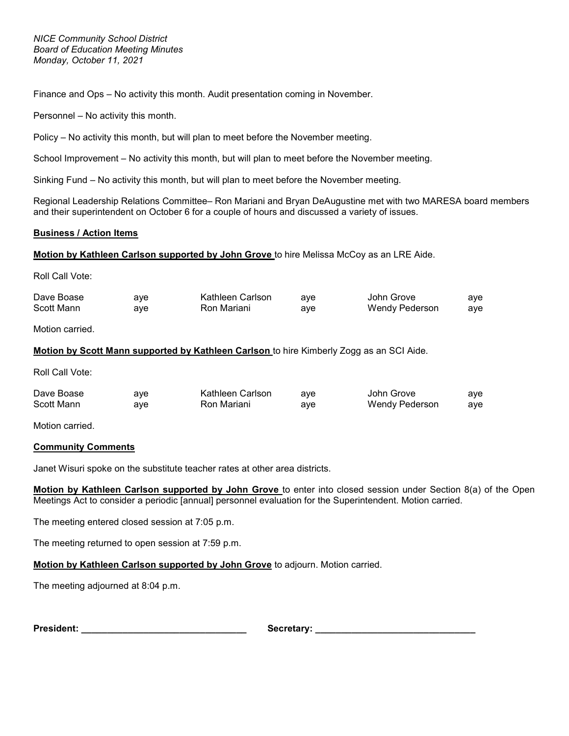Finance and Ops – No activity this month. Audit presentation coming in November.

Personnel – No activity this month.

Policy – No activity this month, but will plan to meet before the November meeting.

School Improvement – No activity this month, but will plan to meet before the November meeting.

Sinking Fund – No activity this month, but will plan to meet before the November meeting.

Regional Leadership Relations Committee– Ron Mariani and Bryan DeAugustine met with two MARESA board members and their superintendent on October 6 for a couple of hours and discussed a variety of issues.

**Business / Action Items**

**Motion by Kathleen Carlson supported by John Grove** to hire Melissa McCoy as an LRE Aide.

Roll Call Vote:

| | | | | | |
|---|---|---|---|---|---|
| Dave Boase | aye | Kathleen Carlson | aye | John Grove | aye |
| Scott Mann | aye | Ron Mariani | aye | Wendy Pederson | aye |

Motion carried.

**Motion by Scott Mann supported by Kathleen Carlson** to hire Kimberly Zogg as an SCI Aide.

Roll Call Vote:

| | | | | | |
|---|---|---|---|---|---|
| Dave Boase | aye | Kathleen Carlson | aye | John Grove | aye |
| Scott Mann | aye | Ron Mariani | aye | Wendy Pederson | aye |

Motion carried.

**Community Comments**

Janet Wisuri spoke on the substitute teacher rates at other area districts.

**Motion by Kathleen Carlson supported by John Grove** to enter into closed session under Section 8(a) of the Open Meetings Act to consider a periodic [annual] personnel evaluation for the Superintendent. Motion carried.

The meeting entered closed session at 7:05 p.m.

The meeting returned to open session at 7:59 p.m.

**Motion by Kathleen Carlson supported by John Grove** to adjourn. Motion carried.

The meeting adjourned at 8:04 p.m.

**President:** ________________________________ **Secretary:** ________________________________